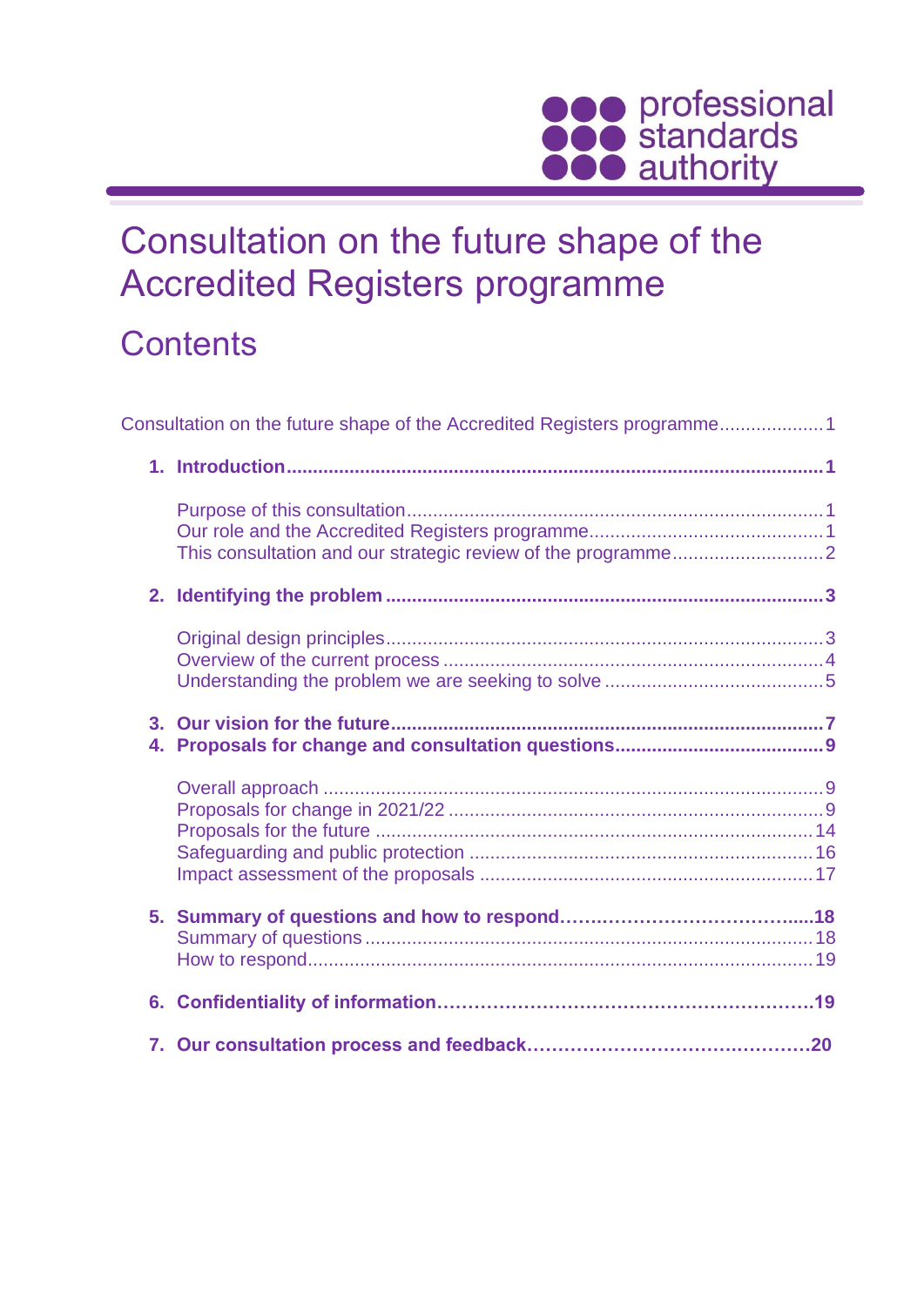professional standards authority

# Consultation on the future shape of the Accredited Registers programme

## Contents

Consultation on the future shape of the Accredited Registers programme .................... 1

**1. Introduction** .......................................................................................................... **1**

- Purpose of this consultation .................................................................................. 1
- Our role and the Accredited Registers programme ............................................... 1
- This consultation and our strategic review of the programme ............................... 2

**2. Identifying the problem** ......................................................................................... **3**

- Original design principles ....................................................................................... 3
- Overview of the current process ............................................................................ 4
- Understanding the problem we are seeking to solve ............................................. 5

**3. Our vision for the future** ....................................................................................... **7**

**4. Proposals for change and consultation questions** ............................................ **9**

- Overall approach .................................................................................................... 9
- Proposals for change in 2021/22 ........................................................................... 9
- Proposals for the future ........................................................................................ 14
- Safeguarding and public protection ..................................................................... 16
- Impact assessment of the proposals ................................................................... 17

**5. Summary of questions and how to respond** ...................................................... **18**

- Summary of questions .......................................................................................... 18
- How to respond .................................................................................................... 19

**6. Confidentiality of information** ............................................................................. **19**

**7. Our consultation process and feedback** ............................................................ **20**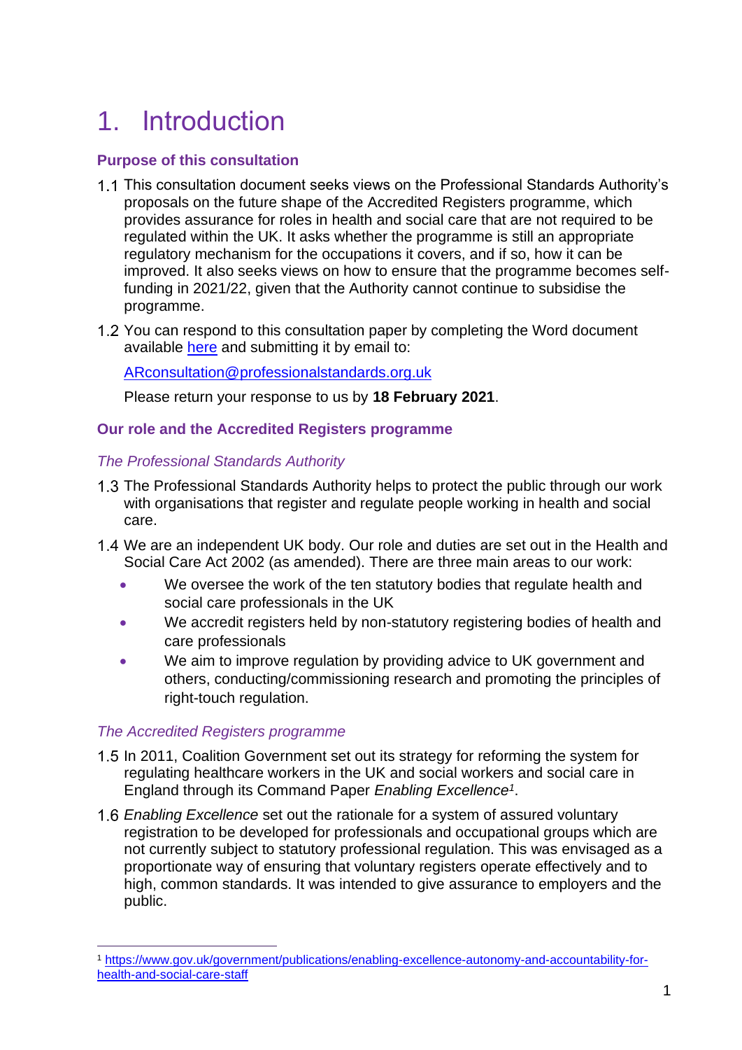# 1. Introduction

### Purpose of this consultation

1.1 This consultation document seeks views on the Professional Standards Authority's proposals on the future shape of the Accredited Registers programme, which provides assurance for roles in health and social care that are not required to be regulated within the UK. It asks whether the programme is still an appropriate regulatory mechanism for the occupations it covers, and if so, how it can be improved. It also seeks views on how to ensure that the programme becomes self-funding in 2021/22, given that the Authority cannot continue to subsidise the programme.

1.2 You can respond to this consultation paper by completing the Word document available [here](here) and submitting it by email to:

[ARconsultation@professionalstandards.org.uk](mailto:ARconsultation@professionalstandards.org.uk)

Please return your response to us by **18 February 2021**.

### Our role and the Accredited Registers programme

#### *The Professional Standards Authority*

1.3 The Professional Standards Authority helps to protect the public through our work with organisations that register and regulate people working in health and social care.

1.4 We are an independent UK body. Our role and duties are set out in the Health and Social Care Act 2002 (as amended). There are three main areas to our work:

- We oversee the work of the ten statutory bodies that regulate health and social care professionals in the UK
- We accredit registers held by non-statutory registering bodies of health and care professionals
- We aim to improve regulation by providing advice to UK government and others, conducting/commissioning research and promoting the principles of right-touch regulation.

#### *The Accredited Registers programme*

1.5 In 2011, Coalition Government set out its strategy for reforming the system for regulating healthcare workers in the UK and social workers and social care in England through its Command Paper *Enabling Excellence*[1].

1.6 *Enabling Excellence* set out the rationale for a system of assured voluntary registration to be developed for professionals and occupational groups which are not currently subject to statutory professional regulation. This was envisaged as a proportionate way of ensuring that voluntary registers operate effectively and to high, common standards. It was intended to give assurance to employers and the public.

---

[1] https://www.gov.uk/government/publications/enabling-excellence-autonomy-and-accountability-for-health-and-social-care-staff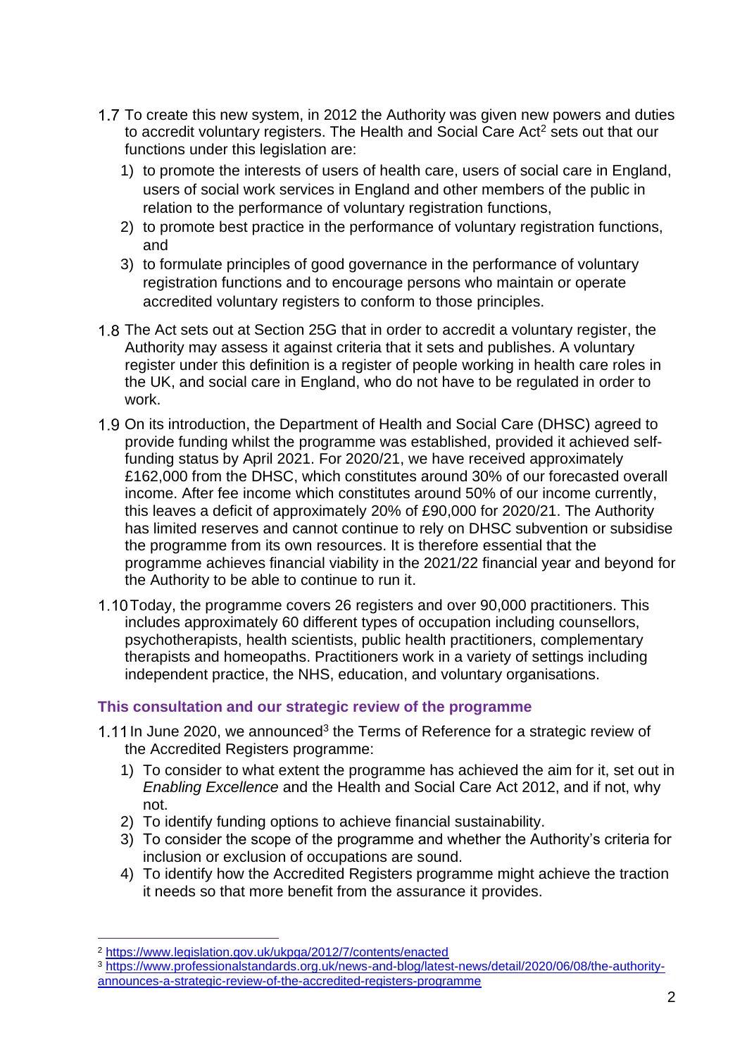1.7 To create this new system, in 2012 the Authority was given new powers and duties to accredit voluntary registers. The Health and Social Care Act[2] sets out that our functions under this legislation are:

1) to promote the interests of users of health care, users of social care in England, users of social work services in England and other members of the public in relation to the performance of voluntary registration functions,
2) to promote best practice in the performance of voluntary registration functions, and
3) to formulate principles of good governance in the performance of voluntary registration functions and to encourage persons who maintain or operate accredited voluntary registers to conform to those principles.

1.8 The Act sets out at Section 25G that in order to accredit a voluntary register, the Authority may assess it against criteria that it sets and publishes. A voluntary register under this definition is a register of people working in health care roles in the UK, and social care in England, who do not have to be regulated in order to work.

1.9 On its introduction, the Department of Health and Social Care (DHSC) agreed to provide funding whilst the programme was established, provided it achieved self-funding status by April 2021. For 2020/21, we have received approximately £162,000 from the DHSC, which constitutes around 30% of our forecasted overall income. After fee income which constitutes around 50% of our income currently, this leaves a deficit of approximately 20% of £90,000 for 2020/21. The Authority has limited reserves and cannot continue to rely on DHSC subvention or subsidise the programme from its own resources. It is therefore essential that the programme achieves financial viability in the 2021/22 financial year and beyond for the Authority to be able to continue to run it.

1.10 Today, the programme covers 26 registers and over 90,000 practitioners. This includes approximately 60 different types of occupation including counsellors, psychotherapists, health scientists, public health practitioners, complementary therapists and homeopaths. Practitioners work in a variety of settings including independent practice, the NHS, education, and voluntary organisations.

### This consultation and our strategic review of the programme

1.11 In June 2020, we announced[3] the Terms of Reference for a strategic review of the Accredited Registers programme:

1) To consider to what extent the programme has achieved the aim for it, set out in *Enabling Excellence* and the Health and Social Care Act 2012, and if not, why not.
2) To identify funding options to achieve financial sustainability.
3) To consider the scope of the programme and whether the Authority's criteria for inclusion or exclusion of occupations are sound.
4) To identify how the Accredited Registers programme might achieve the traction it needs so that more benefit from the assurance it provides.

---

[2] https://www.legislation.gov.uk/ukpga/2012/7/contents/enacted

[3] https://www.professionalstandards.org.uk/news-and-blog/latest-news/detail/2020/06/08/the-authority-announces-a-strategic-review-of-the-accredited-registers-programme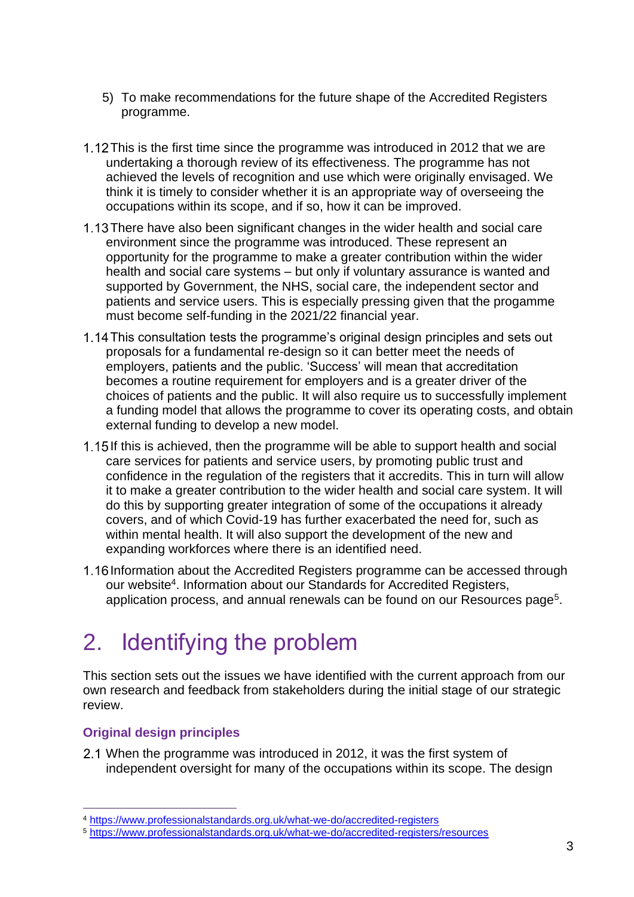5) To make recommendations for the future shape of the Accredited Registers programme.

1.12 This is the first time since the programme was introduced in 2012 that we are undertaking a thorough review of its effectiveness. The programme has not achieved the levels of recognition and use which were originally envisaged. We think it is timely to consider whether it is an appropriate way of overseeing the occupations within its scope, and if so, how it can be improved.

1.13 There have also been significant changes in the wider health and social care environment since the programme was introduced. These represent an opportunity for the programme to make a greater contribution within the wider health and social care systems – but only if voluntary assurance is wanted and supported by Government, the NHS, social care, the independent sector and patients and service users. This is especially pressing given that the progamme must become self-funding in the 2021/22 financial year.

1.14 This consultation tests the programme's original design principles and sets out proposals for a fundamental re-design so it can better meet the needs of employers, patients and the public. 'Success' will mean that accreditation becomes a routine requirement for employers and is a greater driver of the choices of patients and the public. It will also require us to successfully implement a funding model that allows the programme to cover its operating costs, and obtain external funding to develop a new model.

1.15 If this is achieved, then the programme will be able to support health and social care services for patients and service users, by promoting public trust and confidence in the regulation of the registers that it accredits. This in turn will allow it to make a greater contribution to the wider health and social care system. It will do this by supporting greater integration of some of the occupations it already covers, and of which Covid-19 has further exacerbated the need for, such as within mental health. It will also support the development of the new and expanding workforces where there is an identified need.

1.16 Information about the Accredited Registers programme can be accessed through our website[4]. Information about our Standards for Accredited Registers, application process, and annual renewals can be found on our Resources page[5].

# 2. Identifying the problem

This section sets out the issues we have identified with the current approach from our own research and feedback from stakeholders during the initial stage of our strategic review.

### Original design principles

2.1 When the programme was introduced in 2012, it was the first system of independent oversight for many of the occupations within its scope. The design

[4] https://www.professionalstandards.org.uk/what-we-do/accredited-registers

[5] https://www.professionalstandards.org.uk/what-we-do/accredited-registers/resources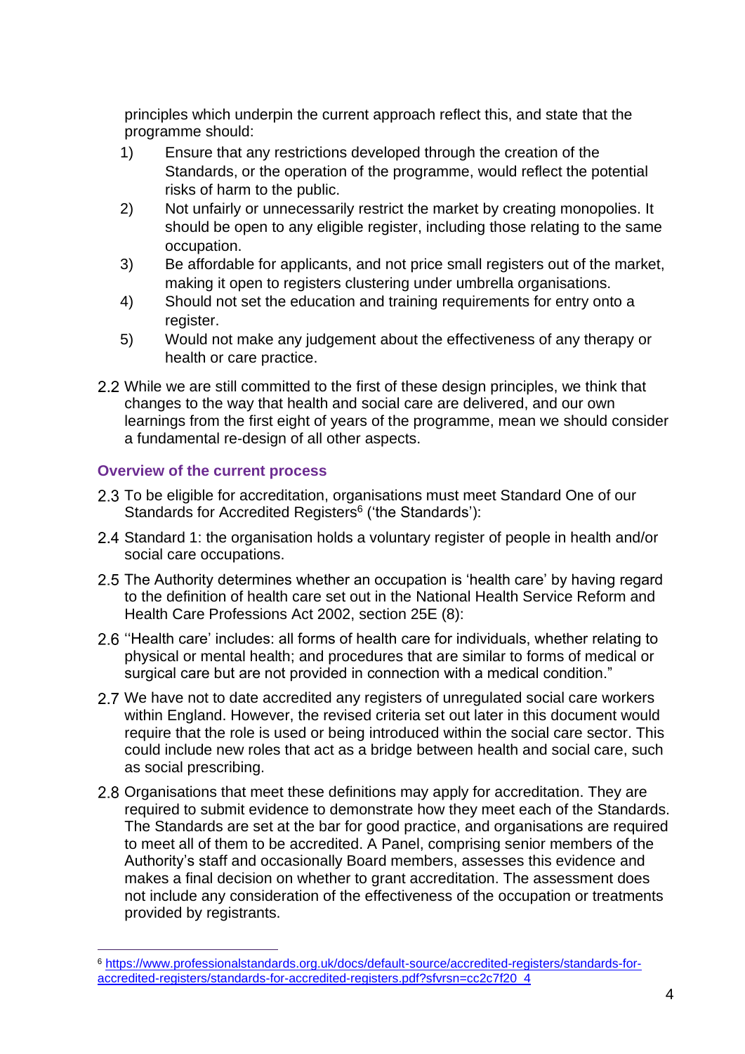principles which underpin the current approach reflect this, and state that the programme should:

1) Ensure that any restrictions developed through the creation of the Standards, or the operation of the programme, would reflect the potential risks of harm to the public.
2) Not unfairly or unnecessarily restrict the market by creating monopolies. It should be open to any eligible register, including those relating to the same occupation.
3) Be affordable for applicants, and not price small registers out of the market, making it open to registers clustering under umbrella organisations.
4) Should not set the education and training requirements for entry onto a register.
5) Would not make any judgement about the effectiveness of any therapy or health or care practice.

2.2 While we are still committed to the first of these design principles, we think that changes to the way that health and social care are delivered, and our own learnings from the first eight of years of the programme, mean we should consider a fundamental re-design of all other aspects.

### Overview of the current process

2.3 To be eligible for accreditation, organisations must meet Standard One of our Standards for Accredited Registers[6] ('the Standards'):

2.4 Standard 1: the organisation holds a voluntary register of people in health and/or social care occupations.

2.5 The Authority determines whether an occupation is 'health care' by having regard to the definition of health care set out in the National Health Service Reform and Health Care Professions Act 2002, section 25E (8):

2.6 ''Health care' includes: all forms of health care for individuals, whether relating to physical or mental health; and procedures that are similar to forms of medical or surgical care but are not provided in connection with a medical condition."

2.7 We have not to date accredited any registers of unregulated social care workers within England. However, the revised criteria set out later in this document would require that the role is used or being introduced within the social care sector. This could include new roles that act as a bridge between health and social care, such as social prescribing.

2.8 Organisations that meet these definitions may apply for accreditation. They are required to submit evidence to demonstrate how they meet each of the Standards. The Standards are set at the bar for good practice, and organisations are required to meet all of them to be accredited. A Panel, comprising senior members of the Authority's staff and occasionally Board members, assesses this evidence and makes a final decision on whether to grant accreditation. The assessment does not include any consideration of the effectiveness of the occupation or treatments provided by registrants.

---

[6] https://www.professionalstandards.org.uk/docs/default-source/accredited-registers/standards-for-accredited-registers/standards-for-accredited-registers.pdf?sfvrsn=cc2c7f20_4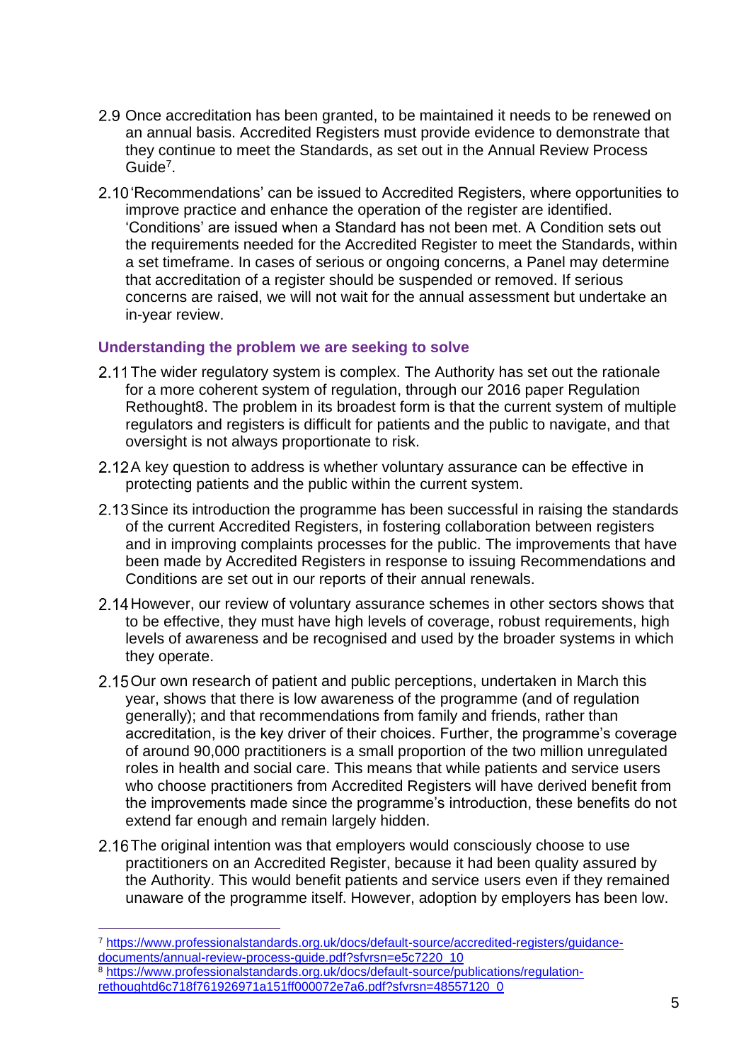2.9 Once accreditation has been granted, to be maintained it needs to be renewed on an annual basis. Accredited Registers must provide evidence to demonstrate that they continue to meet the Standards, as set out in the Annual Review Process Guide[7].

2.10 'Recommendations' can be issued to Accredited Registers, where opportunities to improve practice and enhance the operation of the register are identified. 'Conditions' are issued when a Standard has not been met. A Condition sets out the requirements needed for the Accredited Register to meet the Standards, within a set timeframe. In cases of serious or ongoing concerns, a Panel may determine that accreditation of a register should be suspended or removed. If serious concerns are raised, we will not wait for the annual assessment but undertake an in-year review.

### Understanding the problem we are seeking to solve

2.11 The wider regulatory system is complex. The Authority has set out the rationale for a more coherent system of regulation, through our 2016 paper Regulation Rethought8. The problem in its broadest form is that the current system of multiple regulators and registers is difficult for patients and the public to navigate, and that oversight is not always proportionate to risk.

2.12 A key question to address is whether voluntary assurance can be effective in protecting patients and the public within the current system.

2.13 Since its introduction the programme has been successful in raising the standards of the current Accredited Registers, in fostering collaboration between registers and in improving complaints processes for the public. The improvements that have been made by Accredited Registers in response to issuing Recommendations and Conditions are set out in our reports of their annual renewals.

2.14 However, our review of voluntary assurance schemes in other sectors shows that to be effective, they must have high levels of coverage, robust requirements, high levels of awareness and be recognised and used by the broader systems in which they operate.

2.15 Our own research of patient and public perceptions, undertaken in March this year, shows that there is low awareness of the programme (and of regulation generally); and that recommendations from family and friends, rather than accreditation, is the key driver of their choices. Further, the programme's coverage of around 90,000 practitioners is a small proportion of the two million unregulated roles in health and social care. This means that while patients and service users who choose practitioners from Accredited Registers will have derived benefit from the improvements made since the programme's introduction, these benefits do not extend far enough and remain largely hidden.

2.16 The original intention was that employers would consciously choose to use practitioners on an Accredited Register, because it had been quality assured by the Authority. This would benefit patients and service users even if they remained unaware of the programme itself. However, adoption by employers has been low.

---

[7] https://www.professionalstandards.org.uk/docs/default-source/accredited-registers/guidance-documents/annual-review-process-guide.pdf?sfvrsn=e5c7220_10

[8] https://www.professionalstandards.org.uk/docs/default-source/publications/regulation-rethoughtd6c718f761926971a151ff000072e7a6.pdf?sfvrsn=48557120_0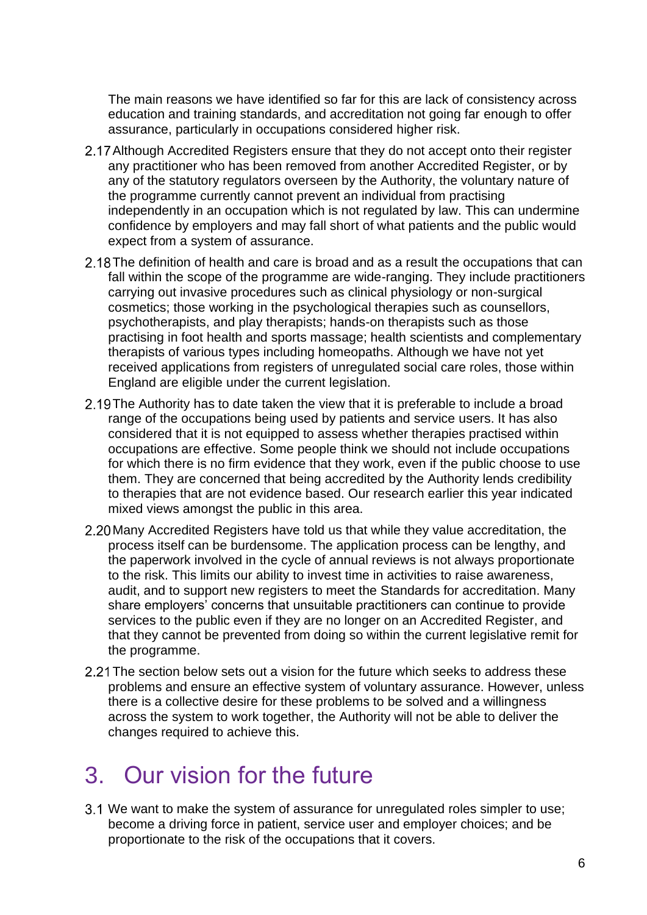The main reasons we have identified so far for this are lack of consistency across education and training standards, and accreditation not going far enough to offer assurance, particularly in occupations considered higher risk.

2.17 Although Accredited Registers ensure that they do not accept onto their register any practitioner who has been removed from another Accredited Register, or by any of the statutory regulators overseen by the Authority, the voluntary nature of the programme currently cannot prevent an individual from practising independently in an occupation which is not regulated by law. This can undermine confidence by employers and may fall short of what patients and the public would expect from a system of assurance.

2.18 The definition of health and care is broad and as a result the occupations that can fall within the scope of the programme are wide-ranging. They include practitioners carrying out invasive procedures such as clinical physiology or non-surgical cosmetics; those working in the psychological therapies such as counsellors, psychotherapists, and play therapists; hands-on therapists such as those practising in foot health and sports massage; health scientists and complementary therapists of various types including homeopaths. Although we have not yet received applications from registers of unregulated social care roles, those within England are eligible under the current legislation.

2.19 The Authority has to date taken the view that it is preferable to include a broad range of the occupations being used by patients and service users. It has also considered that it is not equipped to assess whether therapies practised within occupations are effective. Some people think we should not include occupations for which there is no firm evidence that they work, even if the public choose to use them. They are concerned that being accredited by the Authority lends credibility to therapies that are not evidence based. Our research earlier this year indicated mixed views amongst the public in this area.

2.20 Many Accredited Registers have told us that while they value accreditation, the process itself can be burdensome. The application process can be lengthy, and the paperwork involved in the cycle of annual reviews is not always proportionate to the risk. This limits our ability to invest time in activities to raise awareness, audit, and to support new registers to meet the Standards for accreditation. Many share employers' concerns that unsuitable practitioners can continue to provide services to the public even if they are no longer on an Accredited Register, and that they cannot be prevented from doing so within the current legislative remit for the programme.

2.21 The section below sets out a vision for the future which seeks to address these problems and ensure an effective system of voluntary assurance. However, unless there is a collective desire for these problems to be solved and a willingness across the system to work together, the Authority will not be able to deliver the changes required to achieve this.

# 3. Our vision for the future

3.1 We want to make the system of assurance for unregulated roles simpler to use; become a driving force in patient, service user and employer choices; and be proportionate to the risk of the occupations that it covers.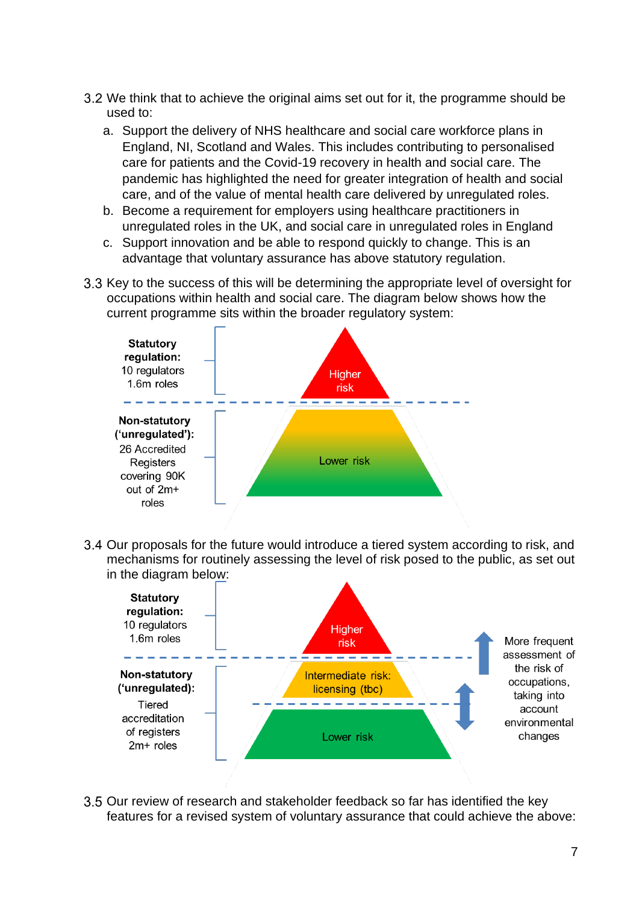3.2 We think that to achieve the original aims set out for it, the programme should be used to:

a. Support the delivery of NHS healthcare and social care workforce plans in England, NI, Scotland and Wales. This includes contributing to personalised care for patients and the Covid-19 recovery in health and social care. The pandemic has highlighted the need for greater integration of health and social care, and of the value of mental health care delivered by unregulated roles.
b. Become a requirement for employers using healthcare practitioners in unregulated roles in the UK, and social care in unregulated roles in England
c. Support innovation and be able to respond quickly to change. This is an advantage that voluntary assurance has above statutory regulation.

3.3 Key to the success of this will be determining the appropriate level of oversight for occupations within health and social care. The diagram below shows how the current programme sits within the broader regulatory system:

**Statutory regulation:**
10 regulators
1.6m roles

Higher risk

**Non-statutory (‘unregulated’):**
26 Accredited Registers covering 90K out of 2m+ roles

Lower risk

3.4 Our proposals for the future would introduce a tiered system according to risk, and mechanisms for routinely assessing the level of risk posed to the public, as set out in the diagram below:

**Statutory regulation:**
10 regulators
1.6m roles

Higher risk

**Non-statutory (‘unregulated):**
Tiered accreditation of registers
2m+ roles

Intermediate risk: licensing (tbc)

Lower risk

More frequent assessment of the risk of occupations, taking into account environmental changes

3.5 Our review of research and stakeholder feedback so far has identified the key features for a revised system of voluntary assurance that could achieve the above: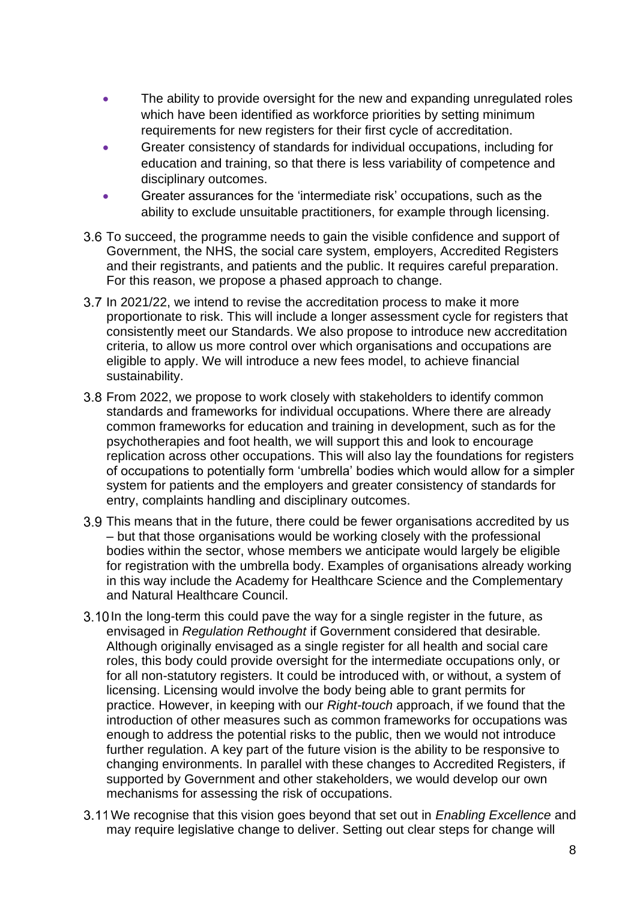- The ability to provide oversight for the new and expanding unregulated roles which have been identified as workforce priorities by setting minimum requirements for new registers for their first cycle of accreditation.
- Greater consistency of standards for individual occupations, including for education and training, so that there is less variability of competence and disciplinary outcomes.
- Greater assurances for the 'intermediate risk' occupations, such as the ability to exclude unsuitable practitioners, for example through licensing.

3.6 To succeed, the programme needs to gain the visible confidence and support of Government, the NHS, the social care system, employers, Accredited Registers and their registrants, and patients and the public. It requires careful preparation. For this reason, we propose a phased approach to change.

3.7 In 2021/22, we intend to revise the accreditation process to make it more proportionate to risk. This will include a longer assessment cycle for registers that consistently meet our Standards. We also propose to introduce new accreditation criteria, to allow us more control over which organisations and occupations are eligible to apply. We will introduce a new fees model, to achieve financial sustainability.

3.8 From 2022, we propose to work closely with stakeholders to identify common standards and frameworks for individual occupations. Where there are already common frameworks for education and training in development, such as for the psychotherapies and foot health, we will support this and look to encourage replication across other occupations. This will also lay the foundations for registers of occupations to potentially form 'umbrella' bodies which would allow for a simpler system for patients and the employers and greater consistency of standards for entry, complaints handling and disciplinary outcomes.

3.9 This means that in the future, there could be fewer organisations accredited by us – but that those organisations would be working closely with the professional bodies within the sector, whose members we anticipate would largely be eligible for registration with the umbrella body. Examples of organisations already working in this way include the Academy for Healthcare Science and the Complementary and Natural Healthcare Council.

3.10 In the long-term this could pave the way for a single register in the future, as envisaged in *Regulation Rethought* if Government considered that desirable. Although originally envisaged as a single register for all health and social care roles, this body could provide oversight for the intermediate occupations only, or for all non-statutory registers. It could be introduced with, or without, a system of licensing. Licensing would involve the body being able to grant permits for practice. However, in keeping with our *Right-touch* approach, if we found that the introduction of other measures such as common frameworks for occupations was enough to address the potential risks to the public, then we would not introduce further regulation. A key part of the future vision is the ability to be responsive to changing environments. In parallel with these changes to Accredited Registers, if supported by Government and other stakeholders, we would develop our own mechanisms for assessing the risk of occupations.

3.11 We recognise that this vision goes beyond that set out in *Enabling Excellence* and may require legislative change to deliver. Setting out clear steps for change will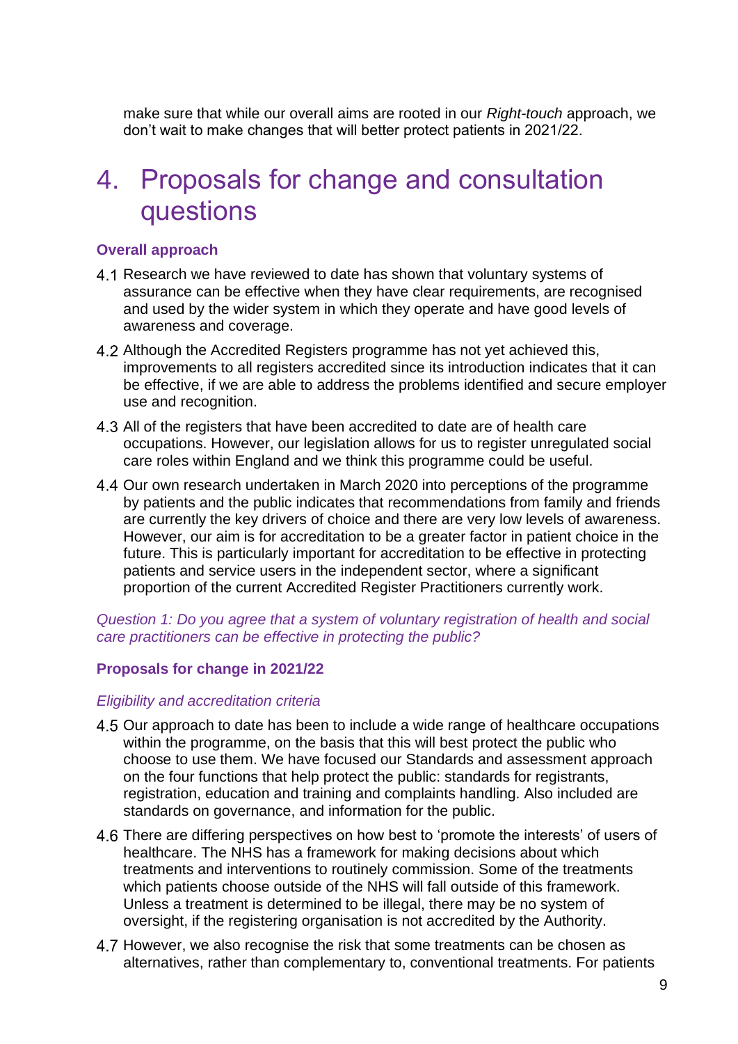make sure that while our overall aims are rooted in our *Right-touch* approach, we don't wait to make changes that will better protect patients in 2021/22.

# 4. Proposals for change and consultation questions

**Overall approach**

4.1 Research we have reviewed to date has shown that voluntary systems of assurance can be effective when they have clear requirements, are recognised and used by the wider system in which they operate and have good levels of awareness and coverage.

4.2 Although the Accredited Registers programme has not yet achieved this, improvements to all registers accredited since its introduction indicates that it can be effective, if we are able to address the problems identified and secure employer use and recognition.

4.3 All of the registers that have been accredited to date are of health care occupations. However, our legislation allows for us to register unregulated social care roles within England and we think this programme could be useful.

4.4 Our own research undertaken in March 2020 into perceptions of the programme by patients and the public indicates that recommendations from family and friends are currently the key drivers of choice and there are very low levels of awareness. However, our aim is for accreditation to be a greater factor in patient choice in the future. This is particularly important for accreditation to be effective in protecting patients and service users in the independent sector, where a significant proportion of the current Accredited Register Practitioners currently work.

*Question 1: Do you agree that a system of voluntary registration of health and social care practitioners can be effective in protecting the public?*

**Proposals for change in 2021/22**

*Eligibility and accreditation criteria*

4.5 Our approach to date has been to include a wide range of healthcare occupations within the programme, on the basis that this will best protect the public who choose to use them. We have focused our Standards and assessment approach on the four functions that help protect the public: standards for registrants, registration, education and training and complaints handling. Also included are standards on governance, and information for the public.

4.6 There are differing perspectives on how best to 'promote the interests' of users of healthcare. The NHS has a framework for making decisions about which treatments and interventions to routinely commission. Some of the treatments which patients choose outside of the NHS will fall outside of this framework. Unless a treatment is determined to be illegal, there may be no system of oversight, if the registering organisation is not accredited by the Authority.

4.7 However, we also recognise the risk that some treatments can be chosen as alternatives, rather than complementary to, conventional treatments. For patients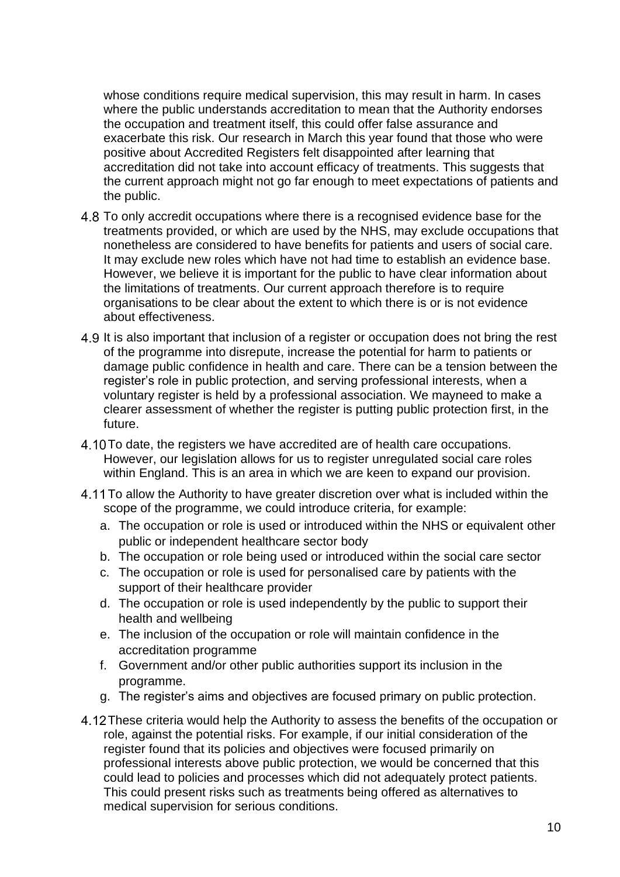whose conditions require medical supervision, this may result in harm. In cases where the public understands accreditation to mean that the Authority endorses the occupation and treatment itself, this could offer false assurance and exacerbate this risk. Our research in March this year found that those who were positive about Accredited Registers felt disappointed after learning that accreditation did not take into account efficacy of treatments. This suggests that the current approach might not go far enough to meet expectations of patients and the public.

4.8 To only accredit occupations where there is a recognised evidence base for the treatments provided, or which are used by the NHS, may exclude occupations that nonetheless are considered to have benefits for patients and users of social care. It may exclude new roles which have not had time to establish an evidence base. However, we believe it is important for the public to have clear information about the limitations of treatments. Our current approach therefore is to require organisations to be clear about the extent to which there is or is not evidence about effectiveness.

4.9 It is also important that inclusion of a register or occupation does not bring the rest of the programme into disrepute, increase the potential for harm to patients or damage public confidence in health and care. There can be a tension between the register's role in public protection, and serving professional interests, when a voluntary register is held by a professional association. We mayneed to make a clearer assessment of whether the register is putting public protection first, in the future.

4.10 To date, the registers we have accredited are of health care occupations. However, our legislation allows for us to register unregulated social care roles within England. This is an area in which we are keen to expand our provision.

4.11 To allow the Authority to have greater discretion over what is included within the scope of the programme, we could introduce criteria, for example:

a. The occupation or role is used or introduced within the NHS or equivalent other public or independent healthcare sector body
b. The occupation or role being used or introduced within the social care sector
c. The occupation or role is used for personalised care by patients with the support of their healthcare provider
d. The occupation or role is used independently by the public to support their health and wellbeing
e. The inclusion of the occupation or role will maintain confidence in the accreditation programme
f. Government and/or other public authorities support its inclusion in the programme.
g. The register's aims and objectives are focused primary on public protection.

4.12 These criteria would help the Authority to assess the benefits of the occupation or role, against the potential risks. For example, if our initial consideration of the register found that its policies and objectives were focused primarily on professional interests above public protection, we would be concerned that this could lead to policies and processes which did not adequately protect patients. This could present risks such as treatments being offered as alternatives to medical supervision for serious conditions.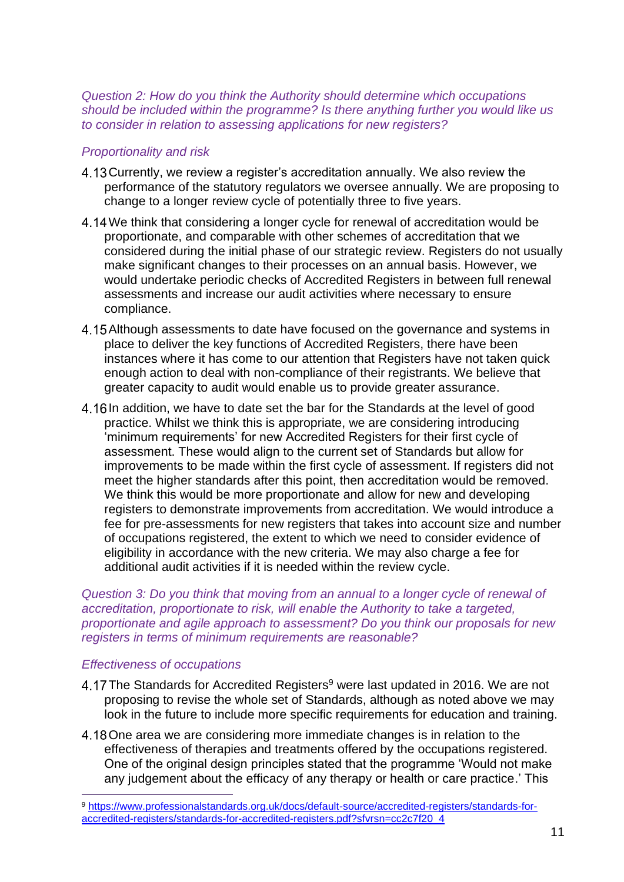*Question 2: How do you think the Authority should determine which occupations should be included within the programme? Is there anything further you would like us to consider in relation to assessing applications for new registers?*

*Proportionality and risk*

4.13 Currently, we review a register's accreditation annually. We also review the performance of the statutory regulators we oversee annually. We are proposing to change to a longer review cycle of potentially three to five years.

4.14 We think that considering a longer cycle for renewal of accreditation would be proportionate, and comparable with other schemes of accreditation that we considered during the initial phase of our strategic review. Registers do not usually make significant changes to their processes on an annual basis. However, we would undertake periodic checks of Accredited Registers in between full renewal assessments and increase our audit activities where necessary to ensure compliance.

4.15 Although assessments to date have focused on the governance and systems in place to deliver the key functions of Accredited Registers, there have been instances where it has come to our attention that Registers have not taken quick enough action to deal with non-compliance of their registrants. We believe that greater capacity to audit would enable us to provide greater assurance.

4.16 In addition, we have to date set the bar for the Standards at the level of good practice. Whilst we think this is appropriate, we are considering introducing 'minimum requirements' for new Accredited Registers for their first cycle of assessment. These would align to the current set of Standards but allow for improvements to be made within the first cycle of assessment. If registers did not meet the higher standards after this point, then accreditation would be removed. We think this would be more proportionate and allow for new and developing registers to demonstrate improvements from accreditation. We would introduce a fee for pre-assessments for new registers that takes into account size and number of occupations registered, the extent to which we need to consider evidence of eligibility in accordance with the new criteria. We may also charge a fee for additional audit activities if it is needed within the review cycle.

*Question 3: Do you think that moving from an annual to a longer cycle of renewal of accreditation, proportionate to risk, will enable the Authority to take a targeted, proportionate and agile approach to assessment? Do you think our proposals for new registers in terms of minimum requirements are reasonable?*

*Effectiveness of occupations*

4.17 The Standards for Accredited Registers[9] were last updated in 2016. We are not proposing to revise the whole set of Standards, although as noted above we may look in the future to include more specific requirements for education and training.

4.18 One area we are considering more immediate changes is in relation to the effectiveness of therapies and treatments offered by the occupations registered. One of the original design principles stated that the programme 'Would not make any judgement about the efficacy of any therapy or health or care practice.' This

[9] https://www.professionalstandards.org.uk/docs/default-source/accredited-registers/standards-for-accredited-registers/standards-for-accredited-registers.pdf?sfvrsn=cc2c7f20_4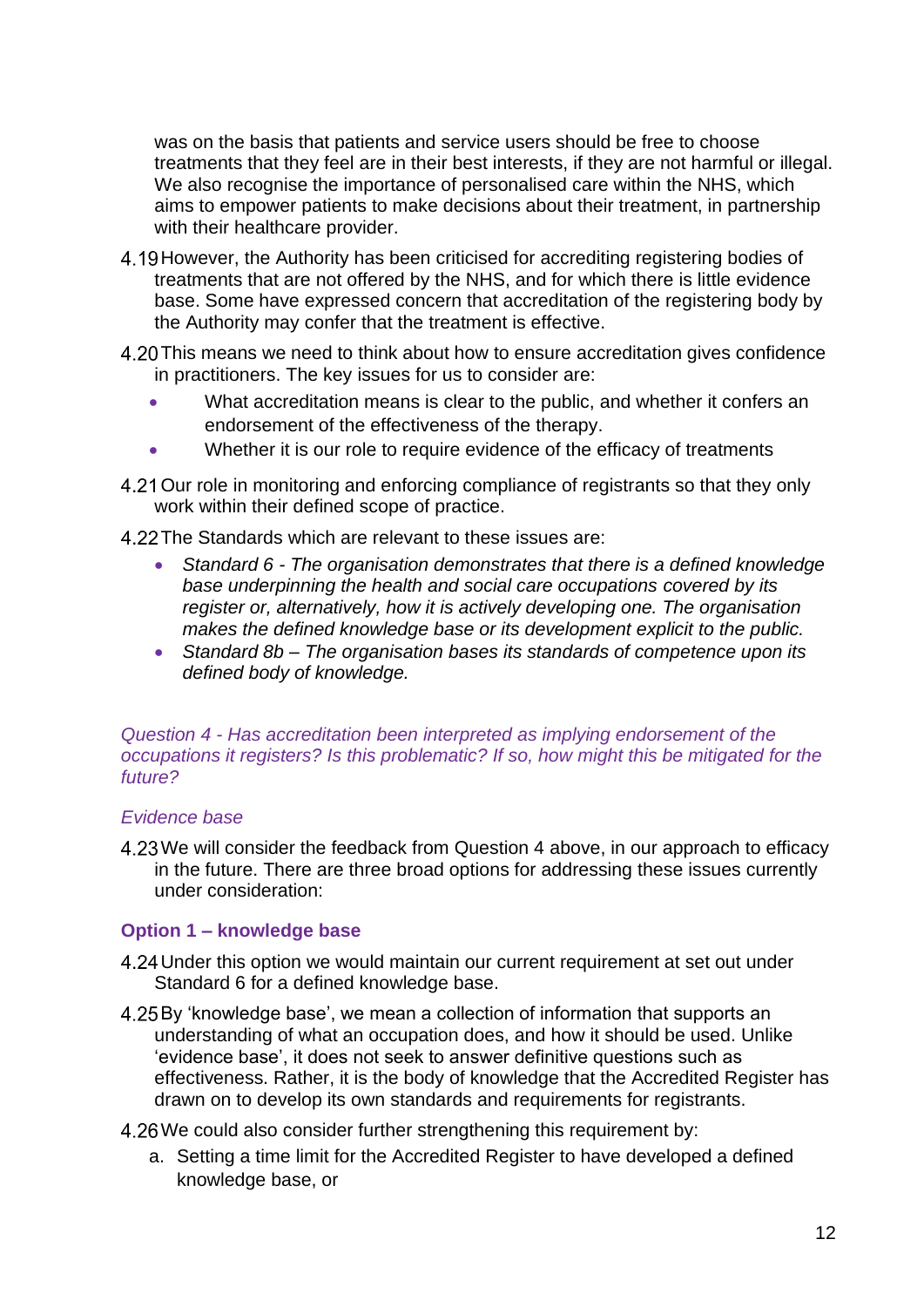was on the basis that patients and service users should be free to choose treatments that they feel are in their best interests, if they are not harmful or illegal. We also recognise the importance of personalised care within the NHS, which aims to empower patients to make decisions about their treatment, in partnership with their healthcare provider.

4.19 However, the Authority has been criticised for accrediting registering bodies of treatments that are not offered by the NHS, and for which there is little evidence base. Some have expressed concern that accreditation of the registering body by the Authority may confer that the treatment is effective.

4.20 This means we need to think about how to ensure accreditation gives confidence in practitioners. The key issues for us to consider are:

- What accreditation means is clear to the public, and whether it confers an endorsement of the effectiveness of the therapy.
- Whether it is our role to require evidence of the efficacy of treatments

4.21 Our role in monitoring and enforcing compliance of registrants so that they only work within their defined scope of practice.

4.22 The Standards which are relevant to these issues are:

- *Standard 6 - The organisation demonstrates that there is a defined knowledge base underpinning the health and social care occupations covered by its register or, alternatively, how it is actively developing one. The organisation makes the defined knowledge base or its development explicit to the public.*
- *Standard 8b – The organisation bases its standards of competence upon its defined body of knowledge.*

*Question 4 - Has accreditation been interpreted as implying endorsement of the occupations it registers? Is this problematic? If so, how might this be mitigated for the future?*

*Evidence base*

4.23 We will consider the feedback from Question 4 above, in our approach to efficacy in the future. There are three broad options for addressing these issues currently under consideration:

**Option 1 – knowledge base**

4.24 Under this option we would maintain our current requirement at set out under Standard 6 for a defined knowledge base.

4.25 By 'knowledge base', we mean a collection of information that supports an understanding of what an occupation does, and how it should be used. Unlike 'evidence base', it does not seek to answer definitive questions such as effectiveness. Rather, it is the body of knowledge that the Accredited Register has drawn on to develop its own standards and requirements for registrants.

4.26 We could also consider further strengthening this requirement by:

a. Setting a time limit for the Accredited Register to have developed a defined knowledge base, or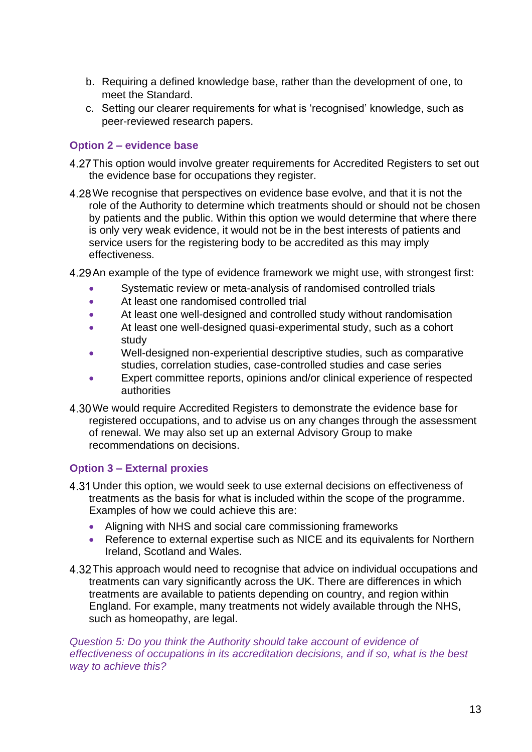b. Requiring a defined knowledge base, rather than the development of one, to meet the Standard.
c. Setting our clearer requirements for what is 'recognised' knowledge, such as peer-reviewed research papers.

### Option 2 – evidence base

4.27 This option would involve greater requirements for Accredited Registers to set out the evidence base for occupations they register.

4.28 We recognise that perspectives on evidence base evolve, and that it is not the role of the Authority to determine which treatments should or should not be chosen by patients and the public. Within this option we would determine that where there is only very weak evidence, it would not be in the best interests of patients and service users for the registering body to be accredited as this may imply effectiveness.

4.29 An example of the type of evidence framework we might use, with strongest first:

- Systematic review or meta-analysis of randomised controlled trials
- At least one randomised controlled trial
- At least one well-designed and controlled study without randomisation
- At least one well-designed quasi-experimental study, such as a cohort study
- Well-designed non-experiential descriptive studies, such as comparative studies, correlation studies, case-controlled studies and case series
- Expert committee reports, opinions and/or clinical experience of respected authorities

4.30 We would require Accredited Registers to demonstrate the evidence base for registered occupations, and to advise us on any changes through the assessment of renewal. We may also set up an external Advisory Group to make recommendations on decisions.

### Option 3 – External proxies

4.31 Under this option, we would seek to use external decisions on effectiveness of treatments as the basis for what is included within the scope of the programme. Examples of how we could achieve this are:

- Aligning with NHS and social care commissioning frameworks
- Reference to external expertise such as NICE and its equivalents for Northern Ireland, Scotland and Wales.

4.32 This approach would need to recognise that advice on individual occupations and treatments can vary significantly across the UK. There are differences in which treatments are available to patients depending on country, and region within England. For example, many treatments not widely available through the NHS, such as homeopathy, are legal.

*Question 5: Do you think the Authority should take account of evidence of effectiveness of occupations in its accreditation decisions, and if so, what is the best way to achieve this?*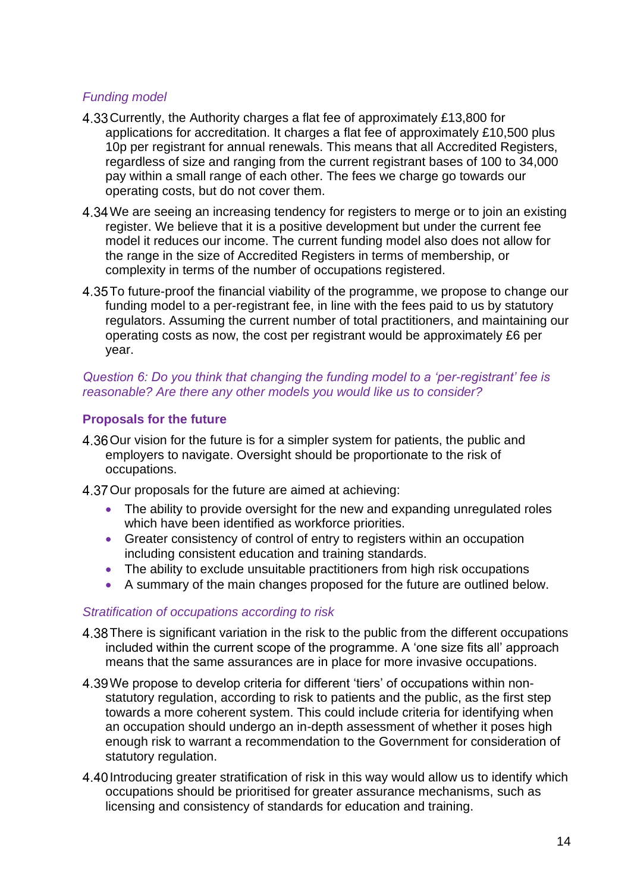*Funding model*

4.33 Currently, the Authority charges a flat fee of approximately £13,800 for applications for accreditation. It charges a flat fee of approximately £10,500 plus 10p per registrant for annual renewals. This means that all Accredited Registers, regardless of size and ranging from the current registrant bases of 100 to 34,000 pay within a small range of each other. The fees we charge go towards our operating costs, but do not cover them.

4.34 We are seeing an increasing tendency for registers to merge or to join an existing register. We believe that it is a positive development but under the current fee model it reduces our income. The current funding model also does not allow for the range in the size of Accredited Registers in terms of membership, or complexity in terms of the number of occupations registered.

4.35 To future-proof the financial viability of the programme, we propose to change our funding model to a per-registrant fee, in line with the fees paid to us by statutory regulators. Assuming the current number of total practitioners, and maintaining our operating costs as now, the cost per registrant would be approximately £6 per year.

*Question 6: Do you think that changing the funding model to a 'per-registrant' fee is reasonable? Are there any other models you would like us to consider?*

### Proposals for the future

4.36 Our vision for the future is for a simpler system for patients, the public and employers to navigate. Oversight should be proportionate to the risk of occupations.

4.37 Our proposals for the future are aimed at achieving:

- The ability to provide oversight for the new and expanding unregulated roles which have been identified as workforce priorities.
- Greater consistency of control of entry to registers within an occupation including consistent education and training standards.
- The ability to exclude unsuitable practitioners from high risk occupations
- A summary of the main changes proposed for the future are outlined below.

*Stratification of occupations according to risk*

4.38 There is significant variation in the risk to the public from the different occupations included within the current scope of the programme. A 'one size fits all' approach means that the same assurances are in place for more invasive occupations.

4.39 We propose to develop criteria for different 'tiers' of occupations within non-statutory regulation, according to risk to patients and the public, as the first step towards a more coherent system. This could include criteria for identifying when an occupation should undergo an in-depth assessment of whether it poses high enough risk to warrant a recommendation to the Government for consideration of statutory regulation.

4.40 Introducing greater stratification of risk in this way would allow us to identify which occupations should be prioritised for greater assurance mechanisms, such as licensing and consistency of standards for education and training.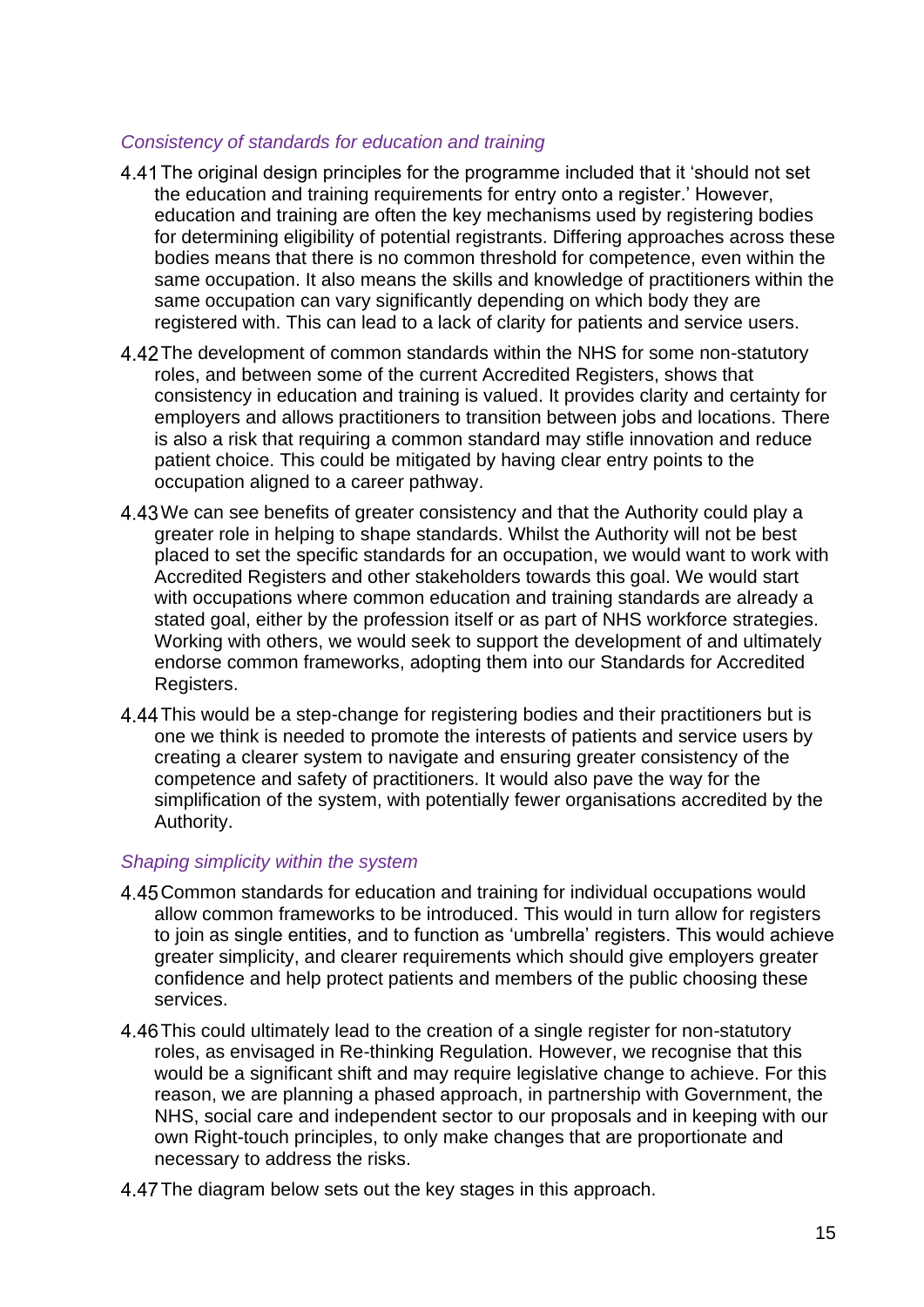*Consistency of standards for education and training*

4.41 The original design principles for the programme included that it 'should not set the education and training requirements for entry onto a register.' However, education and training are often the key mechanisms used by registering bodies for determining eligibility of potential registrants. Differing approaches across these bodies means that there is no common threshold for competence, even within the same occupation. It also means the skills and knowledge of practitioners within the same occupation can vary significantly depending on which body they are registered with. This can lead to a lack of clarity for patients and service users.

4.42 The development of common standards within the NHS for some non-statutory roles, and between some of the current Accredited Registers, shows that consistency in education and training is valued. It provides clarity and certainty for employers and allows practitioners to transition between jobs and locations. There is also a risk that requiring a common standard may stifle innovation and reduce patient choice. This could be mitigated by having clear entry points to the occupation aligned to a career pathway.

4.43 We can see benefits of greater consistency and that the Authority could play a greater role in helping to shape standards. Whilst the Authority will not be best placed to set the specific standards for an occupation, we would want to work with Accredited Registers and other stakeholders towards this goal. We would start with occupations where common education and training standards are already a stated goal, either by the profession itself or as part of NHS workforce strategies. Working with others, we would seek to support the development of and ultimately endorse common frameworks, adopting them into our Standards for Accredited Registers.

4.44 This would be a step-change for registering bodies and their practitioners but is one we think is needed to promote the interests of patients and service users by creating a clearer system to navigate and ensuring greater consistency of the competence and safety of practitioners. It would also pave the way for the simplification of the system, with potentially fewer organisations accredited by the Authority.

*Shaping simplicity within the system*

4.45 Common standards for education and training for individual occupations would allow common frameworks to be introduced. This would in turn allow for registers to join as single entities, and to function as 'umbrella' registers. This would achieve greater simplicity, and clearer requirements which should give employers greater confidence and help protect patients and members of the public choosing these services.

4.46 This could ultimately lead to the creation of a single register for non-statutory roles, as envisaged in Re-thinking Regulation. However, we recognise that this would be a significant shift and may require legislative change to achieve. For this reason, we are planning a phased approach, in partnership with Government, the NHS, social care and independent sector to our proposals and in keeping with our own Right-touch principles, to only make changes that are proportionate and necessary to address the risks.

4.47 The diagram below sets out the key stages in this approach.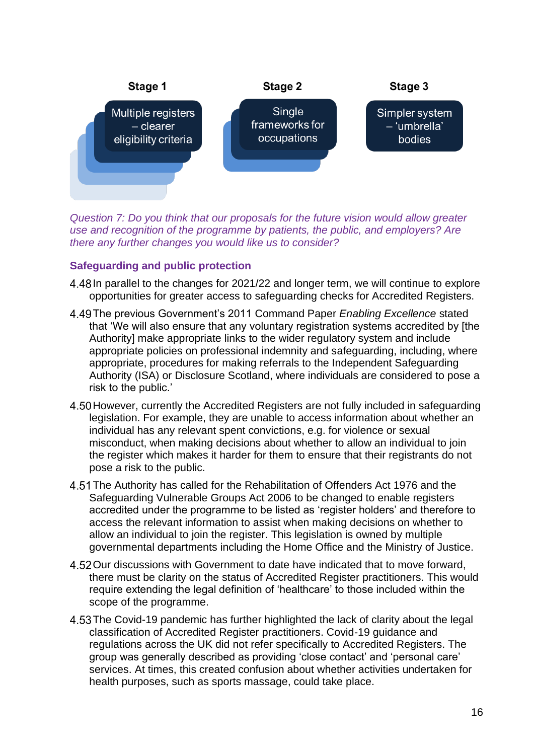Stage 1

Multiple registers – clearer eligibility criteria

Stage 2

Single frameworks for occupations

Stage 3

Simpler system – 'umbrella' bodies

*Question 7: Do you think that our proposals for the future vision would allow greater use and recognition of the programme by patients, the public, and employers? Are there any further changes you would like us to consider?*

### Safeguarding and public protection

4.48 In parallel to the changes for 2021/22 and longer term, we will continue to explore opportunities for greater access to safeguarding checks for Accredited Registers.

4.49 The previous Government's 2011 Command Paper *Enabling Excellence* stated that 'We will also ensure that any voluntary registration systems accredited by [the Authority] make appropriate links to the wider regulatory system and include appropriate policies on professional indemnity and safeguarding, including, where appropriate, procedures for making referrals to the Independent Safeguarding Authority (ISA) or Disclosure Scotland, where individuals are considered to pose a risk to the public.'

4.50 However, currently the Accredited Registers are not fully included in safeguarding legislation. For example, they are unable to access information about whether an individual has any relevant spent convictions, e.g. for violence or sexual misconduct, when making decisions about whether to allow an individual to join the register which makes it harder for them to ensure that their registrants do not pose a risk to the public.

4.51 The Authority has called for the Rehabilitation of Offenders Act 1976 and the Safeguarding Vulnerable Groups Act 2006 to be changed to enable registers accredited under the programme to be listed as 'register holders' and therefore to access the relevant information to assist when making decisions on whether to allow an individual to join the register. This legislation is owned by multiple governmental departments including the Home Office and the Ministry of Justice.

4.52 Our discussions with Government to date have indicated that to move forward, there must be clarity on the status of Accredited Register practitioners. This would require extending the legal definition of 'healthcare' to those included within the scope of the programme.

4.53 The Covid-19 pandemic has further highlighted the lack of clarity about the legal classification of Accredited Register practitioners. Covid-19 guidance and regulations across the UK did not refer specifically to Accredited Registers. The group was generally described as providing 'close contact' and 'personal care' services. At times, this created confusion about whether activities undertaken for health purposes, such as sports massage, could take place.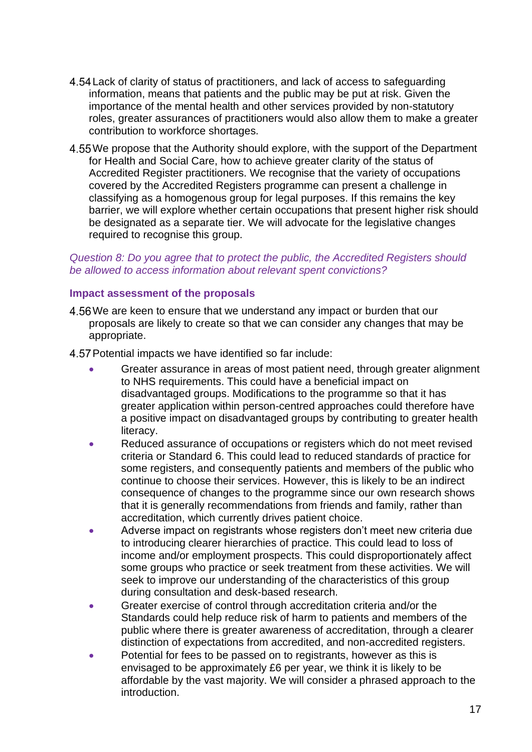4.54 Lack of clarity of status of practitioners, and lack of access to safeguarding information, means that patients and the public may be put at risk. Given the importance of the mental health and other services provided by non-statutory roles, greater assurances of practitioners would also allow them to make a greater contribution to workforce shortages.

4.55 We propose that the Authority should explore, with the support of the Department for Health and Social Care, how to achieve greater clarity of the status of Accredited Register practitioners. We recognise that the variety of occupations covered by the Accredited Registers programme can present a challenge in classifying as a homogenous group for legal purposes. If this remains the key barrier, we will explore whether certain occupations that present higher risk should be designated as a separate tier. We will advocate for the legislative changes required to recognise this group.

*Question 8: Do you agree that to protect the public, the Accredited Registers should be allowed to access information about relevant spent convictions?*

### Impact assessment of the proposals

4.56 We are keen to ensure that we understand any impact or burden that our proposals are likely to create so that we can consider any changes that may be appropriate.

4.57 Potential impacts we have identified so far include:

- Greater assurance in areas of most patient need, through greater alignment to NHS requirements. This could have a beneficial impact on disadvantaged groups. Modifications to the programme so that it has greater application within person-centred approaches could therefore have a positive impact on disadvantaged groups by contributing to greater health literacy.
- Reduced assurance of occupations or registers which do not meet revised criteria or Standard 6. This could lead to reduced standards of practice for some registers, and consequently patients and members of the public who continue to choose their services. However, this is likely to be an indirect consequence of changes to the programme since our own research shows that it is generally recommendations from friends and family, rather than accreditation, which currently drives patient choice.
- Adverse impact on registrants whose registers don't meet new criteria due to introducing clearer hierarchies of practice. This could lead to loss of income and/or employment prospects. This could disproportionately affect some groups who practice or seek treatment from these activities. We will seek to improve our understanding of the characteristics of this group during consultation and desk-based research.
- Greater exercise of control through accreditation criteria and/or the Standards could help reduce risk of harm to patients and members of the public where there is greater awareness of accreditation, through a clearer distinction of expectations from accredited, and non-accredited registers.
- Potential for fees to be passed on to registrants, however as this is envisaged to be approximately £6 per year, we think it is likely to be affordable by the vast majority. We will consider a phrased approach to the introduction.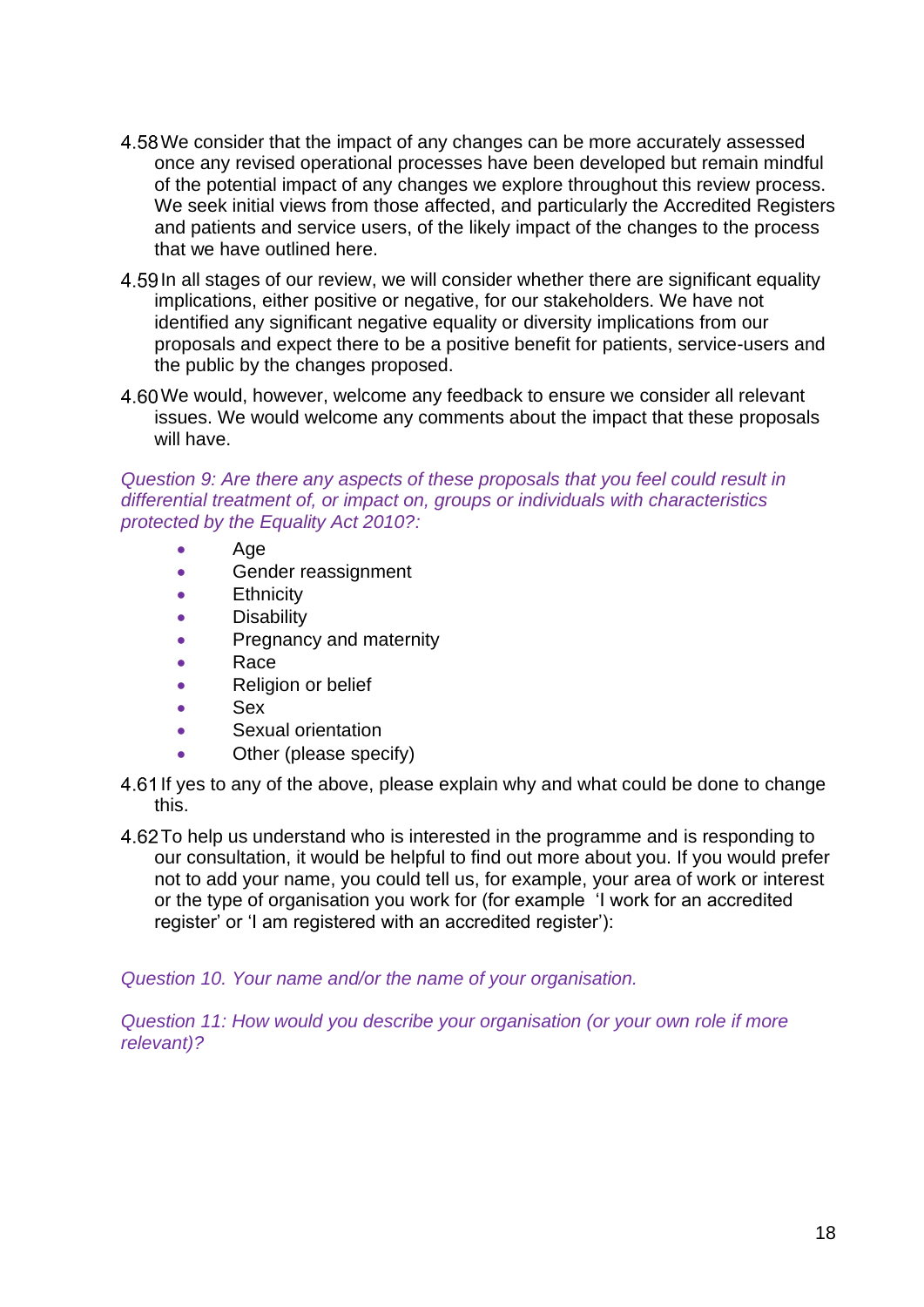4.58 We consider that the impact of any changes can be more accurately assessed once any revised operational processes have been developed but remain mindful of the potential impact of any changes we explore throughout this review process. We seek initial views from those affected, and particularly the Accredited Registers and patients and service users, of the likely impact of the changes to the process that we have outlined here.

4.59 In all stages of our review, we will consider whether there are significant equality implications, either positive or negative, for our stakeholders. We have not identified any significant negative equality or diversity implications from our proposals and expect there to be a positive benefit for patients, service-users and the public by the changes proposed.

4.60 We would, however, welcome any feedback to ensure we consider all relevant issues. We would welcome any comments about the impact that these proposals will have.

*Question 9: Are there any aspects of these proposals that you feel could result in differential treatment of, or impact on, groups or individuals with characteristics protected by the Equality Act 2010?:*

- Age
- Gender reassignment
- Ethnicity
- Disability
- Pregnancy and maternity
- Race
- Religion or belief
- Sex
- Sexual orientation
- Other (please specify)

4.61 If yes to any of the above, please explain why and what could be done to change this.

4.62 To help us understand who is interested in the programme and is responding to our consultation, it would be helpful to find out more about you. If you would prefer not to add your name, you could tell us, for example, your area of work or interest or the type of organisation you work for (for example 'I work for an accredited register' or 'I am registered with an accredited register'):

*Question 10. Your name and/or the name of your organisation.*

*Question 11: How would you describe your organisation (or your own role if more relevant)?*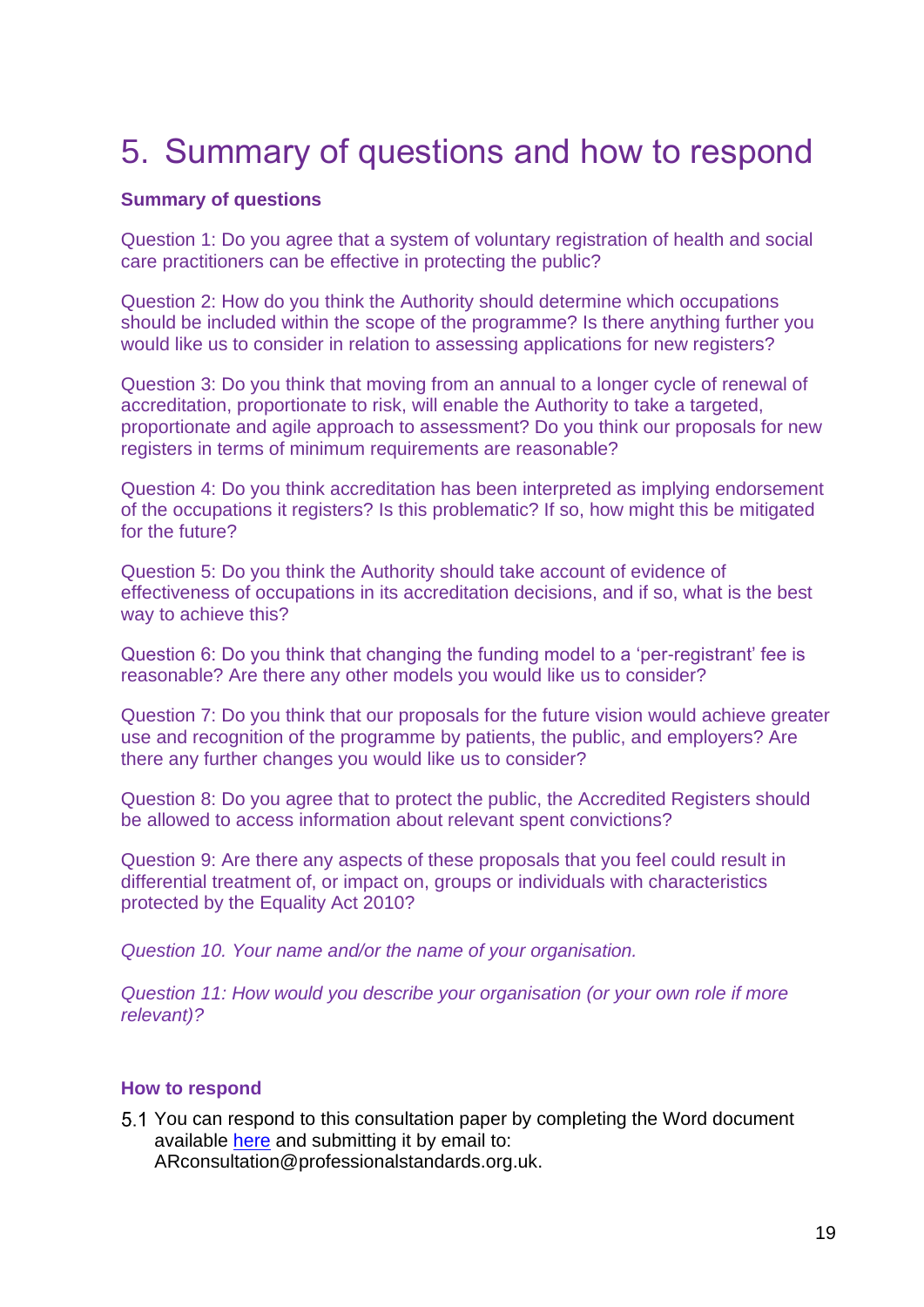# 5. Summary of questions and how to respond

**Summary of questions**

Question 1: Do you agree that a system of voluntary registration of health and social care practitioners can be effective in protecting the public?

Question 2: How do you think the Authority should determine which occupations should be included within the scope of the programme? Is there anything further you would like us to consider in relation to assessing applications for new registers?

Question 3: Do you think that moving from an annual to a longer cycle of renewal of accreditation, proportionate to risk, will enable the Authority to take a targeted, proportionate and agile approach to assessment? Do you think our proposals for new registers in terms of minimum requirements are reasonable?

Question 4: Do you think accreditation has been interpreted as implying endorsement of the occupations it registers? Is this problematic? If so, how might this be mitigated for the future?

Question 5: Do you think the Authority should take account of evidence of effectiveness of occupations in its accreditation decisions, and if so, what is the best way to achieve this?

Question 6: Do you think that changing the funding model to a 'per-registrant' fee is reasonable? Are there any other models you would like us to consider?

Question 7: Do you think that our proposals for the future vision would achieve greater use and recognition of the programme by patients, the public, and employers? Are there any further changes you would like us to consider?

Question 8: Do you agree that to protect the public, the Accredited Registers should be allowed to access information about relevant spent convictions?

Question 9: Are there any aspects of these proposals that you feel could result in differential treatment of, or impact on, groups or individuals with characteristics protected by the Equality Act 2010?

*Question 10. Your name and/or the name of your organisation.*

*Question 11: How would you describe your organisation (or your own role if more relevant)?*

**How to respond**

5.1 You can respond to this consultation paper by completing the Word document available [here](here) and submitting it by email to: ARconsultation@professionalstandards.org.uk.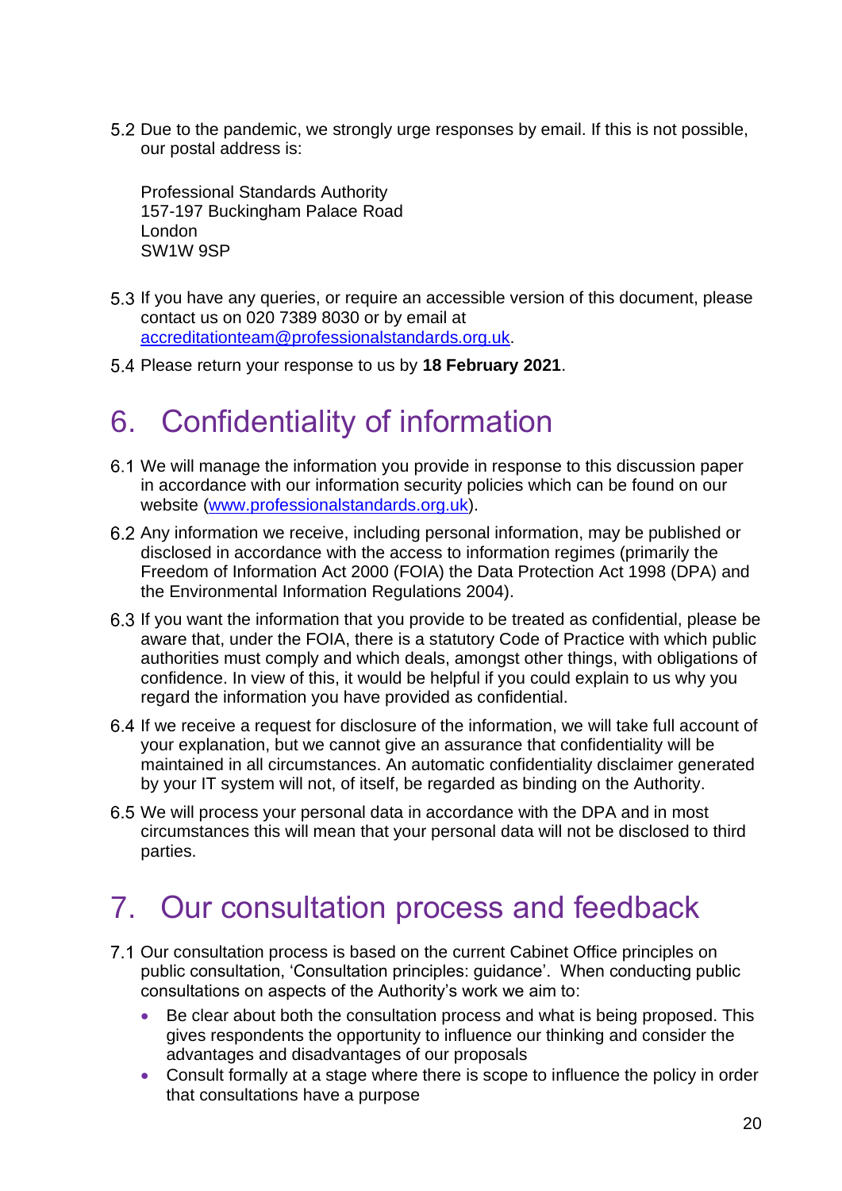5.2 Due to the pandemic, we strongly urge responses by email. If this is not possible, our postal address is:

Professional Standards Authority
157-197 Buckingham Palace Road
London
SW1W 9SP

5.3 If you have any queries, or require an accessible version of this document, please contact us on 020 7389 8030 or by email at [accreditationteam@professionalstandards.org.uk](mailto:accreditationteam@professionalstandards.org.uk).

5.4 Please return your response to us by **18 February 2021**.

# 6. Confidentiality of information

6.1 We will manage the information you provide in response to this discussion paper in accordance with our information security policies which can be found on our website ([www.professionalstandards.org.uk](http://www.professionalstandards.org.uk)).

6.2 Any information we receive, including personal information, may be published or disclosed in accordance with the access to information regimes (primarily the Freedom of Information Act 2000 (FOIA) the Data Protection Act 1998 (DPA) and the Environmental Information Regulations 2004).

6.3 If you want the information that you provide to be treated as confidential, please be aware that, under the FOIA, there is a statutory Code of Practice with which public authorities must comply and which deals, amongst other things, with obligations of confidence. In view of this, it would be helpful if you could explain to us why you regard the information you have provided as confidential.

6.4 If we receive a request for disclosure of the information, we will take full account of your explanation, but we cannot give an assurance that confidentiality will be maintained in all circumstances. An automatic confidentiality disclaimer generated by your IT system will not, of itself, be regarded as binding on the Authority.

6.5 We will process your personal data in accordance with the DPA and in most circumstances this will mean that your personal data will not be disclosed to third parties.

# 7. Our consultation process and feedback

7.1 Our consultation process is based on the current Cabinet Office principles on public consultation, 'Consultation principles: guidance'. When conducting public consultations on aspects of the Authority's work we aim to:

- Be clear about both the consultation process and what is being proposed. This gives respondents the opportunity to influence our thinking and consider the advantages and disadvantages of our proposals
- Consult formally at a stage where there is scope to influence the policy in order that consultations have a purpose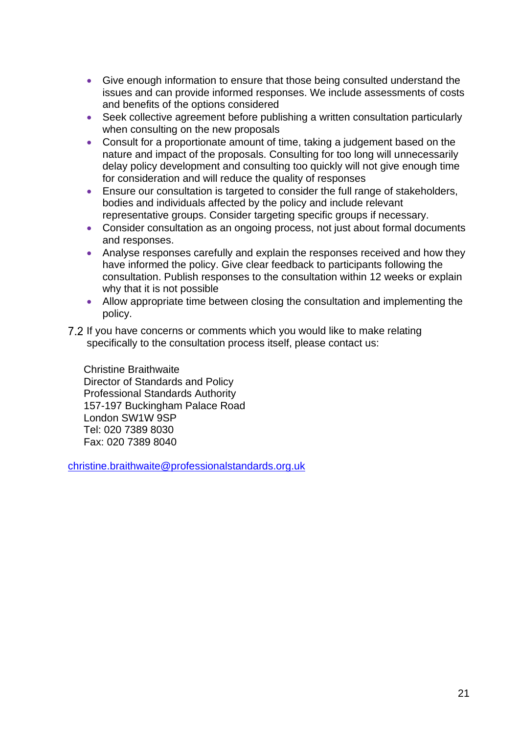- Give enough information to ensure that those being consulted understand the issues and can provide informed responses. We include assessments of costs and benefits of the options considered
- Seek collective agreement before publishing a written consultation particularly when consulting on the new proposals
- Consult for a proportionate amount of time, taking a judgement based on the nature and impact of the proposals. Consulting for too long will unnecessarily delay policy development and consulting too quickly will not give enough time for consideration and will reduce the quality of responses
- Ensure our consultation is targeted to consider the full range of stakeholders, bodies and individuals affected by the policy and include relevant representative groups. Consider targeting specific groups if necessary.
- Consider consultation as an ongoing process, not just about formal documents and responses.
- Analyse responses carefully and explain the responses received and how they have informed the policy. Give clear feedback to participants following the consultation. Publish responses to the consultation within 12 weeks or explain why that it is not possible
- Allow appropriate time between closing the consultation and implementing the policy.

7.2 If you have concerns or comments which you would like to make relating specifically to the consultation process itself, please contact us:

Christine Braithwaite
Director of Standards and Policy
Professional Standards Authority
157-197 Buckingham Palace Road
London SW1W 9SP
Tel: 020 7389 8030
Fax: 020 7389 8040

christine.braithwaite@professionalstandards.org.uk